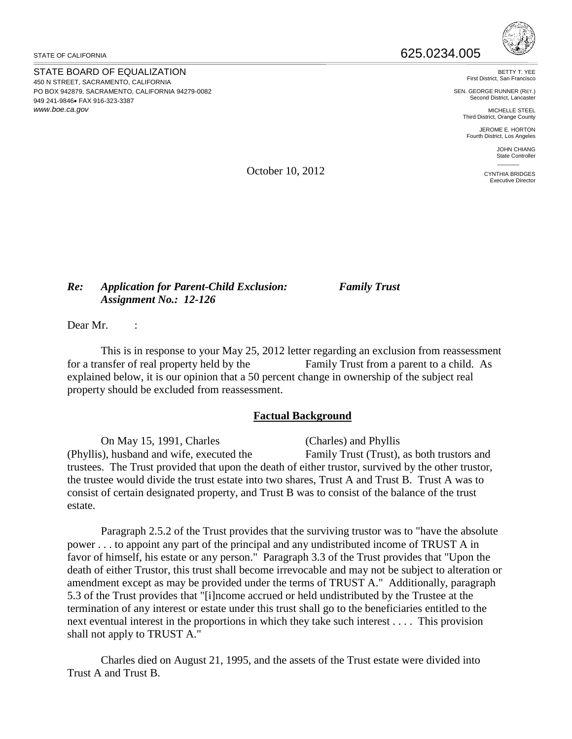STATE OF CALIFORNIA

625.0234.005

STATE BOARD OF EQUALIZATION
450 N STREET, SACRAMENTO, CALIFORNIA
PO BOX 942879, SACRAMENTO, CALIFORNIA 94279-0082
949 241-9846• FAX 916-323-3387
*www.boe.ca.gov*

BETTY T. YEE
First District, San Francisco

SEN. GEORGE RUNNER (RET.)
Second District, Lancaster

MICHELLE STEEL
Third District, Orange County

JEROME E. HORTON
Fourth District, Los Angeles

JOHN CHIANG
State Controller

CYNTHIA BRIDGES
Executive Director

October 10, 2012

***Re: Application for Parent-Child Exclusion: Family Trust***
***Assignment No.: 12-126***

Dear Mr. :

This is in response to your May 25, 2012 letter regarding an exclusion from reassessment for a transfer of real property held by the Family Trust from a parent to a child. As explained below, it is our opinion that a 50 percent change in ownership of the subject real property should be excluded from reassessment.

## Factual Background

On May 15, 1991, Charles (Charles) and Phyllis (Phyllis), husband and wife, executed the Family Trust (Trust), as both trustors and trustees. The Trust provided that upon the death of either trustor, survived by the other trustor, the trustee would divide the trust estate into two shares, Trust A and Trust B. Trust A was to consist of certain designated property, and Trust B was to consist of the balance of the trust estate.

Paragraph 2.5.2 of the Trust provides that the surviving trustor was to "have the absolute power . . . to appoint any part of the principal and any undistributed income of TRUST A in favor of himself, his estate or any person." Paragraph 3.3 of the Trust provides that "Upon the death of either Trustor, this trust shall become irrevocable and may not be subject to alteration or amendment except as may be provided under the terms of TRUST A." Additionally, paragraph 5.3 of the Trust provides that "[i]ncome accrued or held undistributed by the Trustee at the termination of any interest or estate under this trust shall go to the beneficiaries entitled to the next eventual interest in the proportions in which they take such interest . . . . This provision shall not apply to TRUST A."

Charles died on August 21, 1995, and the assets of the Trust estate were divided into Trust A and Trust B.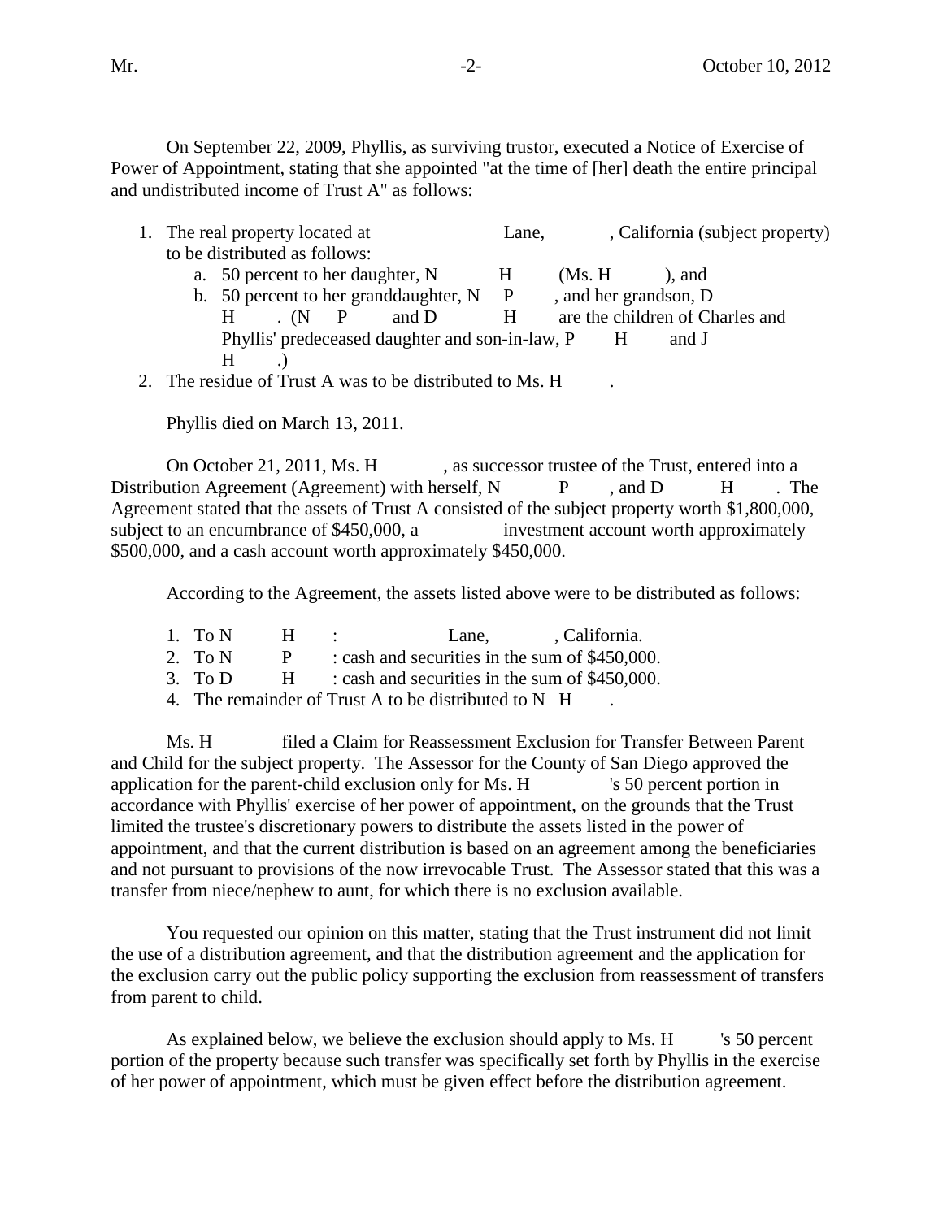On September 22, 2009, Phyllis, as surviving trustor, executed a Notice of Exercise of Power of Appointment, stating that she appointed "at the time of [her] death the entire principal and undistributed income of Trust A" as follows:

1. The real property located at Lane, , California (subject property) to be distributed as follows:
    a. 50 percent to her daughter, N H (Ms. H ), and
    b. 50 percent to her granddaughter, N P , and her grandson, D H . (N P and D H are the children of Charles and Phyllis' predeceased daughter and son-in-law, P H and J H .)
2. The residue of Trust A was to be distributed to Ms. H .

Phyllis died on March 13, 2011.

On October 21, 2011, Ms. H , as successor trustee of the Trust, entered into a Distribution Agreement (Agreement) with herself, N P , and D H . The Agreement stated that the assets of Trust A consisted of the subject property worth $1,800,000, subject to an encumbrance of $450,000, a investment account worth approximately $500,000, and a cash account worth approximately $450,000.

According to the Agreement, the assets listed above were to be distributed as follows:

1. To N H : Lane, , California.
2. To N P : cash and securities in the sum of $450,000.
3. To D H : cash and securities in the sum of $450,000.
4. The remainder of Trust A to be distributed to N H .

Ms. H filed a Claim for Reassessment Exclusion for Transfer Between Parent and Child for the subject property. The Assessor for the County of San Diego approved the application for the parent-child exclusion only for Ms. H 's 50 percent portion in accordance with Phyllis' exercise of her power of appointment, on the grounds that the Trust limited the trustee's discretionary powers to distribute the assets listed in the power of appointment, and that the current distribution is based on an agreement among the beneficiaries and not pursuant to provisions of the now irrevocable Trust. The Assessor stated that this was a transfer from niece/nephew to aunt, for which there is no exclusion available.

You requested our opinion on this matter, stating that the Trust instrument did not limit the use of a distribution agreement, and that the distribution agreement and the application for the exclusion carry out the public policy supporting the exclusion from reassessment of transfers from parent to child.

As explained below, we believe the exclusion should apply to Ms. H 's 50 percent portion of the property because such transfer was specifically set forth by Phyllis in the exercise of her power of appointment, which must be given effect before the distribution agreement.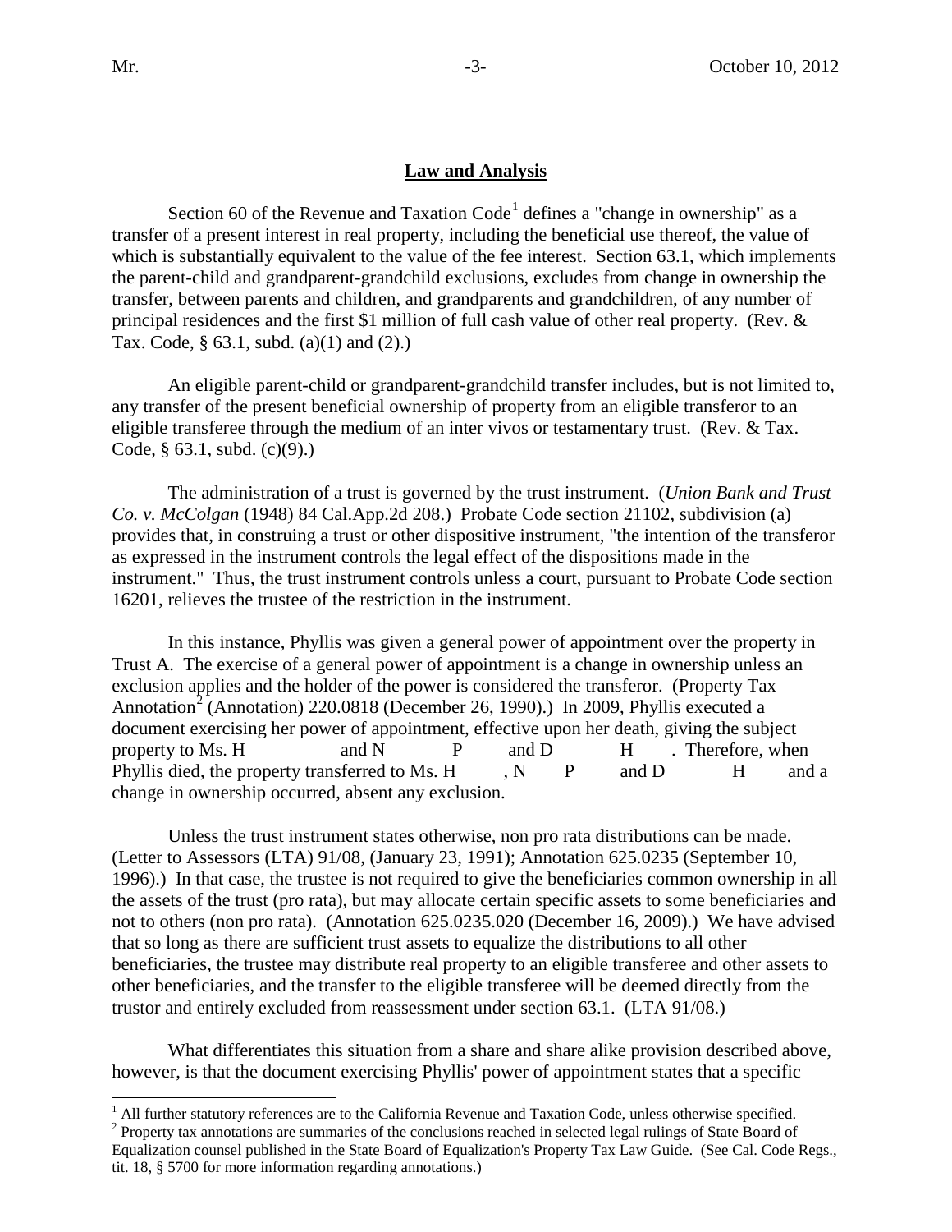## Law and Analysis

Section 60 of the Revenue and Taxation Code[1] defines a "change in ownership" as a transfer of a present interest in real property, including the beneficial use thereof, the value of which is substantially equivalent to the value of the fee interest. Section 63.1, which implements the parent-child and grandparent-grandchild exclusions, excludes from change in ownership the transfer, between parents and children, and grandparents and grandchildren, of any number of principal residences and the first $1 million of full cash value of other real property. (Rev. & Tax. Code, § 63.1, subd. (a)(1) and (2).)

An eligible parent-child or grandparent-grandchild transfer includes, but is not limited to, any transfer of the present beneficial ownership of property from an eligible transferor to an eligible transferee through the medium of an inter vivos or testamentary trust. (Rev. & Tax. Code, § 63.1, subd. (c)(9).)

The administration of a trust is governed by the trust instrument. (*Union Bank and Trust Co. v. McColgan* (1948) 84 Cal.App.2d 208.) Probate Code section 21102, subdivision (a) provides that, in construing a trust or other dispositive instrument, "the intention of the transferor as expressed in the instrument controls the legal effect of the dispositions made in the instrument." Thus, the trust instrument controls unless a court, pursuant to Probate Code section 16201, relieves the trustee of the restriction in the instrument.

In this instance, Phyllis was given a general power of appointment over the property in Trust A. The exercise of a general power of appointment is a change in ownership unless an exclusion applies and the holder of the power is considered the transferor. (Property Tax Annotation[2] (Annotation) 220.0818 (December 26, 1990).) In 2009, Phyllis executed a document exercising her power of appointment, effective upon her death, giving the subject property to Ms. H and N P and D H . Therefore, when Phyllis died, the property transferred to Ms. H , N P and D H and a change in ownership occurred, absent any exclusion.

Unless the trust instrument states otherwise, non pro rata distributions can be made. (Letter to Assessors (LTA) 91/08, (January 23, 1991); Annotation 625.0235 (September 10, 1996).) In that case, the trustee is not required to give the beneficiaries common ownership in all the assets of the trust (pro rata), but may allocate certain specific assets to some beneficiaries and not to others (non pro rata). (Annotation 625.0235.020 (December 16, 2009).) We have advised that so long as there are sufficient trust assets to equalize the distributions to all other beneficiaries, the trustee may distribute real property to an eligible transferee and other assets to other beneficiaries, and the transfer to the eligible transferee will be deemed directly from the trustor and entirely excluded from reassessment under section 63.1. (LTA 91/08.)

What differentiates this situation from a share and share alike provision described above, however, is that the document exercising Phyllis' power of appointment states that a specific

---

[1] All further statutory references are to the California Revenue and Taxation Code, unless otherwise specified.

[2] Property tax annotations are summaries of the conclusions reached in selected legal rulings of State Board of Equalization counsel published in the State Board of Equalization's Property Tax Law Guide. (See Cal. Code Regs., tit. 18, § 5700 for more information regarding annotations.)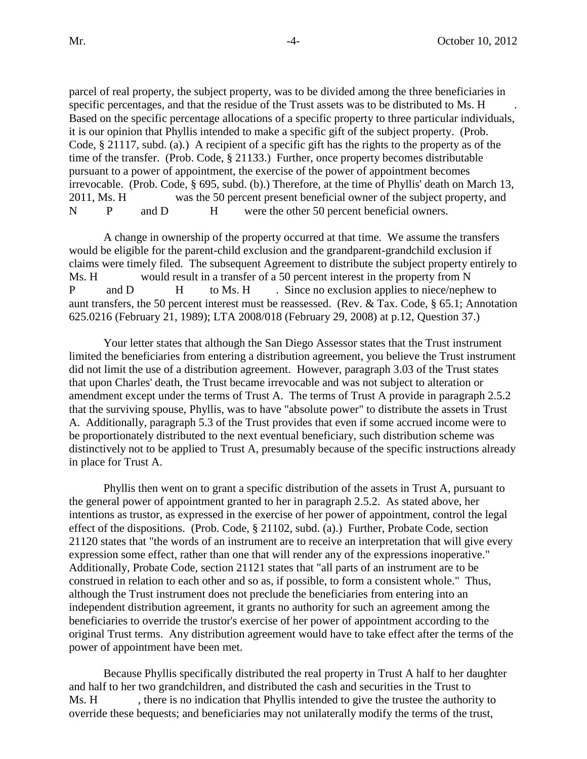parcel of real property, the subject property, was to be divided among the three beneficiaries in specific percentages, and that the residue of the Trust assets was to be distributed to Ms. H . Based on the specific percentage allocations of a specific property to three particular individuals, it is our opinion that Phyllis intended to make a specific gift of the subject property. (Prob. Code, § 21117, subd. (a).) A recipient of a specific gift has the rights to the property as of the time of the transfer. (Prob. Code, § 21133.) Further, once property becomes distributable pursuant to a power of appointment, the exercise of the power of appointment becomes irrevocable. (Prob. Code, § 695, subd. (b).) Therefore, at the time of Phyllis' death on March 13, 2011, Ms. H was the 50 percent present beneficial owner of the subject property, and N P and D H were the other 50 percent beneficial owners.

A change in ownership of the property occurred at that time. We assume the transfers would be eligible for the parent-child exclusion and the grandparent-grandchild exclusion if claims were timely filed. The subsequent Agreement to distribute the subject property entirely to Ms. H would result in a transfer of a 50 percent interest in the property from N P and D H to Ms. H . Since no exclusion applies to niece/nephew to aunt transfers, the 50 percent interest must be reassessed. (Rev. & Tax. Code, § 65.1; Annotation 625.0216 (February 21, 1989); LTA 2008/018 (February 29, 2008) at p.12, Question 37.)

Your letter states that although the San Diego Assessor states that the Trust instrument limited the beneficiaries from entering a distribution agreement, you believe the Trust instrument did not limit the use of a distribution agreement. However, paragraph 3.03 of the Trust states that upon Charles' death, the Trust became irrevocable and was not subject to alteration or amendment except under the terms of Trust A. The terms of Trust A provide in paragraph 2.5.2 that the surviving spouse, Phyllis, was to have "absolute power" to distribute the assets in Trust A. Additionally, paragraph 5.3 of the Trust provides that even if some accrued income were to be proportionately distributed to the next eventual beneficiary, such distribution scheme was distinctively not to be applied to Trust A, presumably because of the specific instructions already in place for Trust A.

Phyllis then went on to grant a specific distribution of the assets in Trust A, pursuant to the general power of appointment granted to her in paragraph 2.5.2. As stated above, her intentions as trustor, as expressed in the exercise of her power of appointment, control the legal effect of the dispositions. (Prob. Code, § 21102, subd. (a).) Further, Probate Code, section 21120 states that "the words of an instrument are to receive an interpretation that will give every expression some effect, rather than one that will render any of the expressions inoperative." Additionally, Probate Code, section 21121 states that "all parts of an instrument are to be construed in relation to each other and so as, if possible, to form a consistent whole." Thus, although the Trust instrument does not preclude the beneficiaries from entering into an independent distribution agreement, it grants no authority for such an agreement among the beneficiaries to override the trustor's exercise of her power of appointment according to the original Trust terms. Any distribution agreement would have to take effect after the terms of the power of appointment have been met.

Because Phyllis specifically distributed the real property in Trust A half to her daughter and half to her two grandchildren, and distributed the cash and securities in the Trust to Ms. H , there is no indication that Phyllis intended to give the trustee the authority to override these bequests; and beneficiaries may not unilaterally modify the terms of the trust,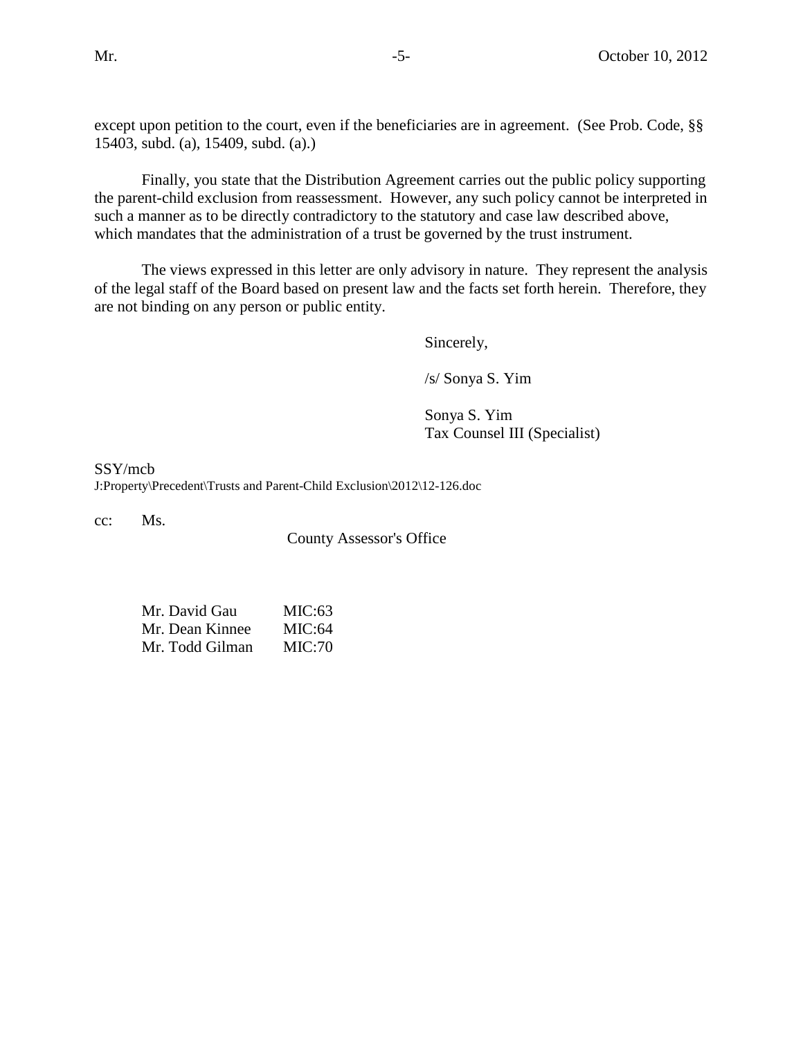except upon petition to the court, even if the beneficiaries are in agreement. (See Prob. Code, §§ 15403, subd. (a), 15409, subd. (a).)

Finally, you state that the Distribution Agreement carries out the public policy supporting the parent-child exclusion from reassessment. However, any such policy cannot be interpreted in such a manner as to be directly contradictory to the statutory and case law described above, which mandates that the administration of a trust be governed by the trust instrument.

The views expressed in this letter are only advisory in nature. They represent the analysis of the legal staff of the Board based on present law and the facts set forth herein. Therefore, they are not binding on any person or public entity.

Sincerely,

/s/ Sonya S. Yim

Sonya S. Yim
Tax Counsel III (Specialist)

SSY/mcb
J:Property\Precedent\Trusts and Parent-Child Exclusion\2012\12-126.doc

cc: Ms.
County Assessor's Office

| | |
|---|---|
| Mr. David Gau | MIC:63 |
| Mr. Dean Kinnee | MIC:64 |
| Mr. Todd Gilman | MIC:70 |